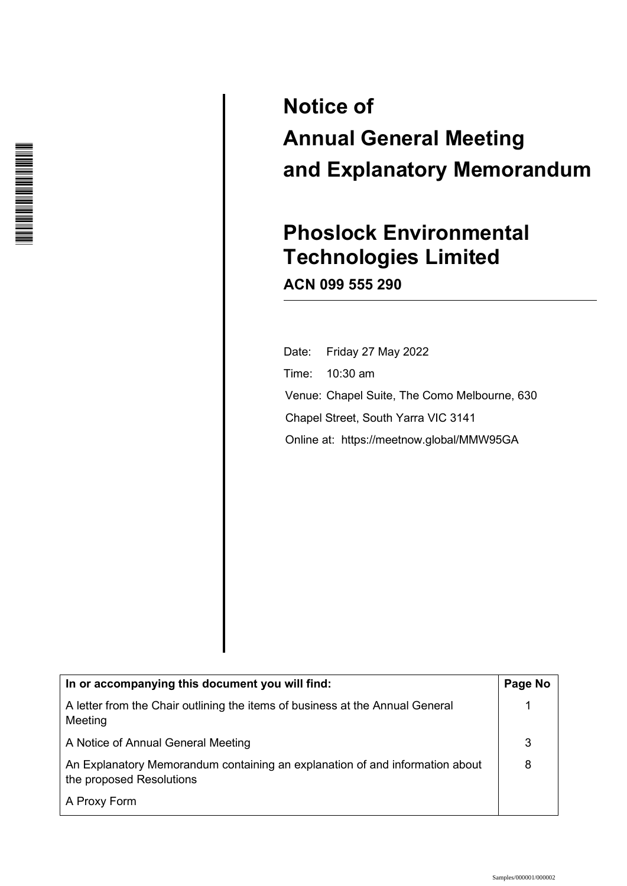# Notice of Annual General Meeting and Explanatory Memorandum

# Phoslock Environmental Technologies Limited

**ACN 099 555 290**

Date: Friday 27 May 2022

Time: 10:30 am

Venue: Chapel Suite, The Como Melbourne, 630 Chapel Street, South Yarra VIC 3141

Online at: https://meetnow.global/MMW95GA

| In or accompanying this document you will find: | Page No |
|---|---|
| A letter from the Chair outlining the items of business at the Annual General Meeting | 1 |
| A Notice of Annual General Meeting | 3 |
| An Explanatory Memorandum containing an explanation of and information about the proposed Resolutions | 8 |
| A Proxy Form | |

Samples/000001/000002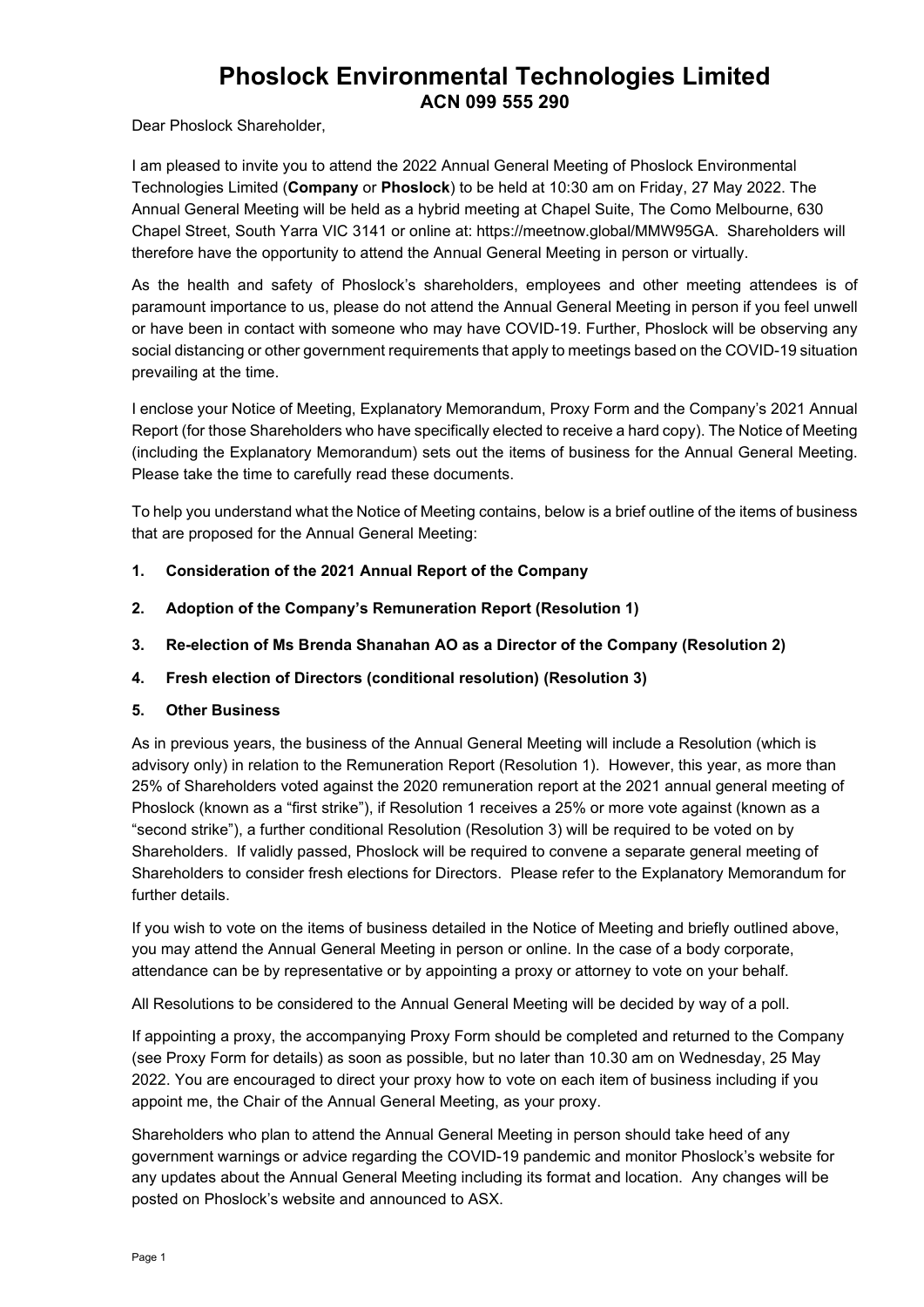# Phoslock Environmental Technologies Limited

## ACN 099 555 290

Dear Phoslock Shareholder,

I am pleased to invite you to attend the 2022 Annual General Meeting of Phoslock Environmental Technologies Limited (**Company** or **Phoslock**) to be held at 10:30 am on Friday, 27 May 2022. The Annual General Meeting will be held as a hybrid meeting at Chapel Suite, The Como Melbourne, 630 Chapel Street, South Yarra VIC 3141 or online at: https://meetnow.global/MMW95GA. Shareholders will therefore have the opportunity to attend the Annual General Meeting in person or virtually.

As the health and safety of Phoslock's shareholders, employees and other meeting attendees is of paramount importance to us, please do not attend the Annual General Meeting in person if you feel unwell or have been in contact with someone who may have COVID-19. Further, Phoslock will be observing any social distancing or other government requirements that apply to meetings based on the COVID-19 situation prevailing at the time.

I enclose your Notice of Meeting, Explanatory Memorandum, Proxy Form and the Company's 2021 Annual Report (for those Shareholders who have specifically elected to receive a hard copy). The Notice of Meeting (including the Explanatory Memorandum) sets out the items of business for the Annual General Meeting. Please take the time to carefully read these documents.

To help you understand what the Notice of Meeting contains, below is a brief outline of the items of business that are proposed for the Annual General Meeting:

1. **Consideration of the 2021 Annual Report of the Company**
2. **Adoption of the Company's Remuneration Report (Resolution 1)**
3. **Re-election of Ms Brenda Shanahan AO as a Director of the Company (Resolution 2)**
4. **Fresh election of Directors (conditional resolution) (Resolution 3)**
5. **Other Business**

As in previous years, the business of the Annual General Meeting will include a Resolution (which is advisory only) in relation to the Remuneration Report (Resolution 1). However, this year, as more than 25% of Shareholders voted against the 2020 remuneration report at the 2021 annual general meeting of Phoslock (known as a "first strike"), if Resolution 1 receives a 25% or more vote against (known as a "second strike"), a further conditional Resolution (Resolution 3) will be required to be voted on by Shareholders. If validly passed, Phoslock will be required to convene a separate general meeting of Shareholders to consider fresh elections for Directors. Please refer to the Explanatory Memorandum for further details.

If you wish to vote on the items of business detailed in the Notice of Meeting and briefly outlined above, you may attend the Annual General Meeting in person or online. In the case of a body corporate, attendance can be by representative or by appointing a proxy or attorney to vote on your behalf.

All Resolutions to be considered to the Annual General Meeting will be decided by way of a poll.

If appointing a proxy, the accompanying Proxy Form should be completed and returned to the Company (see Proxy Form for details) as soon as possible, but no later than 10.30 am on Wednesday, 25 May 2022. You are encouraged to direct your proxy how to vote on each item of business including if you appoint me, the Chair of the Annual General Meeting, as your proxy.

Shareholders who plan to attend the Annual General Meeting in person should take heed of any government warnings or advice regarding the COVID-19 pandemic and monitor Phoslock's website for any updates about the Annual General Meeting including its format and location. Any changes will be posted on Phoslock's website and announced to ASX.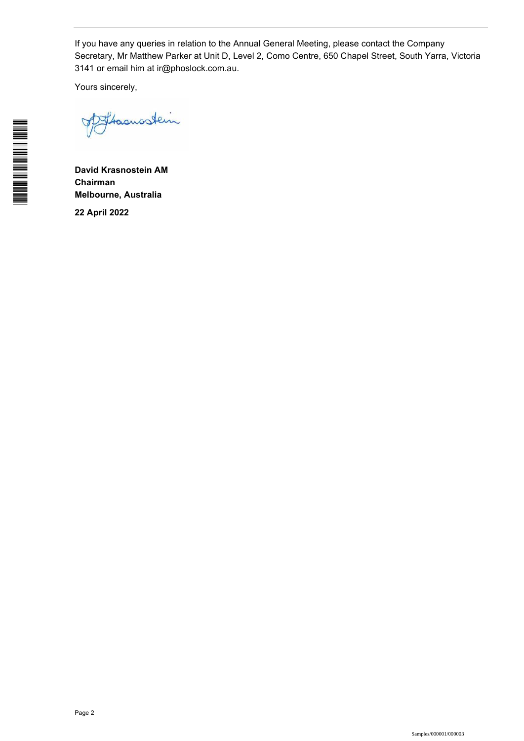If you have any queries in relation to the Annual General Meeting, please contact the Company Secretary, Mr Matthew Parker at Unit D, Level 2, Como Centre, 650 Chapel Street, South Yarra, Victoria 3141 or email him at ir@phoslock.com.au.

Yours sincerely,

**David Krasnostein AM**
**Chairman**
**Melbourne, Australia**

**22 April 2022**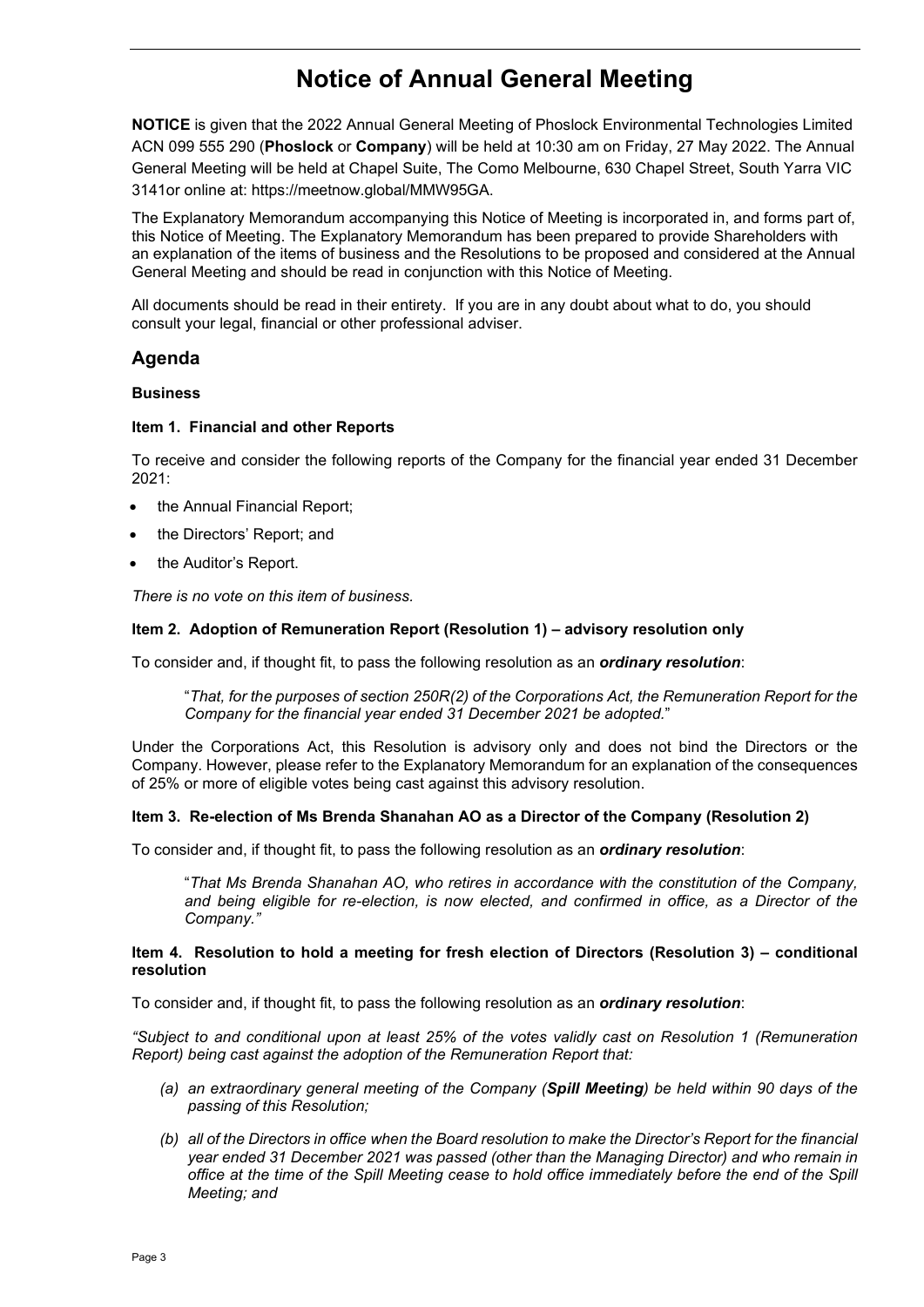# Notice of Annual General Meeting

**NOTICE** is given that the 2022 Annual General Meeting of Phoslock Environmental Technologies Limited ACN 099 555 290 (**Phoslock** or **Company**) will be held at 10:30 am on Friday, 27 May 2022. The Annual General Meeting will be held at Chapel Suite, The Como Melbourne, 630 Chapel Street, South Yarra VIC 3141or online at: https://meetnow.global/MMW95GA.

The Explanatory Memorandum accompanying this Notice of Meeting is incorporated in, and forms part of, this Notice of Meeting. The Explanatory Memorandum has been prepared to provide Shareholders with an explanation of the items of business and the Resolutions to be proposed and considered at the Annual General Meeting and should be read in conjunction with this Notice of Meeting.

All documents should be read in their entirety. If you are in any doubt about what to do, you should consult your legal, financial or other professional adviser.

## Agenda

### Business

#### Item 1. Financial and other Reports

To receive and consider the following reports of the Company for the financial year ended 31 December 2021:

- the Annual Financial Report;
- the Directors' Report; and
- the Auditor's Report.

*There is no vote on this item of business.*

#### Item 2. Adoption of Remuneration Report (Resolution 1) – advisory resolution only

To consider and, if thought fit, to pass the following resolution as an ***ordinary resolution***:

> "*That, for the purposes of section 250R(2) of the Corporations Act, the Remuneration Report for the Company for the financial year ended 31 December 2021 be adopted.*"

Under the Corporations Act, this Resolution is advisory only and does not bind the Directors or the Company. However, please refer to the Explanatory Memorandum for an explanation of the consequences of 25% or more of eligible votes being cast against this advisory resolution.

#### Item 3. Re-election of Ms Brenda Shanahan AO as a Director of the Company (Resolution 2)

To consider and, if thought fit, to pass the following resolution as an ***ordinary resolution***:

> "*That Ms Brenda Shanahan AO, who retires in accordance with the constitution of the Company, and being eligible for re-election, is now elected, and confirmed in office, as a Director of the Company.*"

#### Item 4. Resolution to hold a meeting for fresh election of Directors (Resolution 3) – conditional resolution

To consider and, if thought fit, to pass the following resolution as an ***ordinary resolution***:

*"Subject to and conditional upon at least 25% of the votes validly cast on Resolution 1 (Remuneration Report) being cast against the adoption of the Remuneration Report that:*

- *(a) an extraordinary general meeting of the Company (**Spill Meeting**) be held within 90 days of the passing of this Resolution;*
- *(b) all of the Directors in office when the Board resolution to make the Director's Report for the financial year ended 31 December 2021 was passed (other than the Managing Director) and who remain in office at the time of the Spill Meeting cease to hold office immediately before the end of the Spill Meeting; and*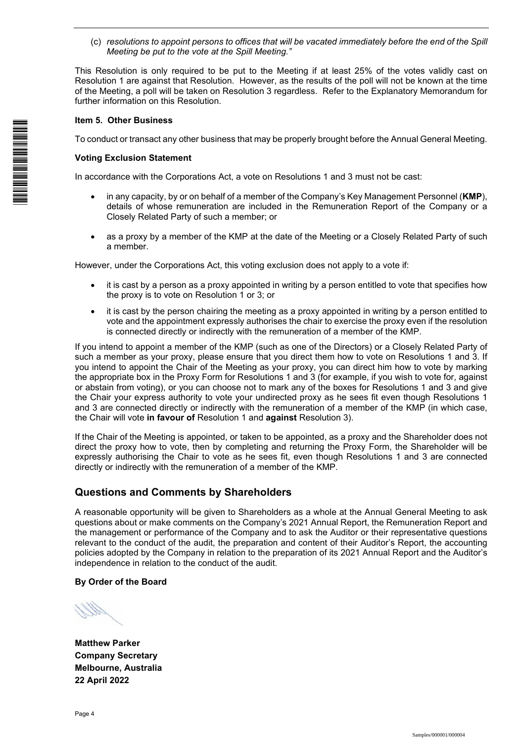(c) *resolutions to appoint persons to offices that will be vacated immediately before the end of the Spill Meeting be put to the vote at the Spill Meeting."*

This Resolution is only required to be put to the Meeting if at least 25% of the votes validly cast on Resolution 1 are against that Resolution. However, as the results of the poll will not be known at the time of the Meeting, a poll will be taken on Resolution 3 regardless. Refer to the Explanatory Memorandum for further information on this Resolution.

**Item 5. Other Business**

To conduct or transact any other business that may be properly brought before the Annual General Meeting.

**Voting Exclusion Statement**

In accordance with the Corporations Act, a vote on Resolutions 1 and 3 must not be cast:

- in any capacity, by or on behalf of a member of the Company's Key Management Personnel (**KMP**), details of whose remuneration are included in the Remuneration Report of the Company or a Closely Related Party of such a member; or
- as a proxy by a member of the KMP at the date of the Meeting or a Closely Related Party of such a member.

However, under the Corporations Act, this voting exclusion does not apply to a vote if:

- it is cast by a person as a proxy appointed in writing by a person entitled to vote that specifies how the proxy is to vote on Resolution 1 or 3; or
- it is cast by the person chairing the meeting as a proxy appointed in writing by a person entitled to vote and the appointment expressly authorises the chair to exercise the proxy even if the resolution is connected directly or indirectly with the remuneration of a member of the KMP.

If you intend to appoint a member of the KMP (such as one of the Directors) or a Closely Related Party of such a member as your proxy, please ensure that you direct them how to vote on Resolutions 1 and 3. If you intend to appoint the Chair of the Meeting as your proxy, you can direct him how to vote by marking the appropriate box in the Proxy Form for Resolutions 1 and 3 (for example, if you wish to vote for, against or abstain from voting), or you can choose not to mark any of the boxes for Resolutions 1 and 3 and give the Chair your express authority to vote your undirected proxy as he sees fit even though Resolutions 1 and 3 are connected directly or indirectly with the remuneration of a member of the KMP (in which case, the Chair will vote **in favour of** Resolution 1 and **against** Resolution 3).

If the Chair of the Meeting is appointed, or taken to be appointed, as a proxy and the Shareholder does not direct the proxy how to vote, then by completing and returning the Proxy Form, the Shareholder will be expressly authorising the Chair to vote as he sees fit, even though Resolutions 1 and 3 are connected directly or indirectly with the remuneration of a member of the KMP.

## Questions and Comments by Shareholders

A reasonable opportunity will be given to Shareholders as a whole at the Annual General Meeting to ask questions about or make comments on the Company's 2021 Annual Report, the Remuneration Report and the management or performance of the Company and to ask the Auditor or their representative questions relevant to the conduct of the audit, the preparation and content of their Auditor's Report, the accounting policies adopted by the Company in relation to the preparation of its 2021 Annual Report and the Auditor's independence in relation to the conduct of the audit.

**By Order of the Board**

**Matthew Parker**
**Company Secretary**
**Melbourne, Australia**
**22 April 2022**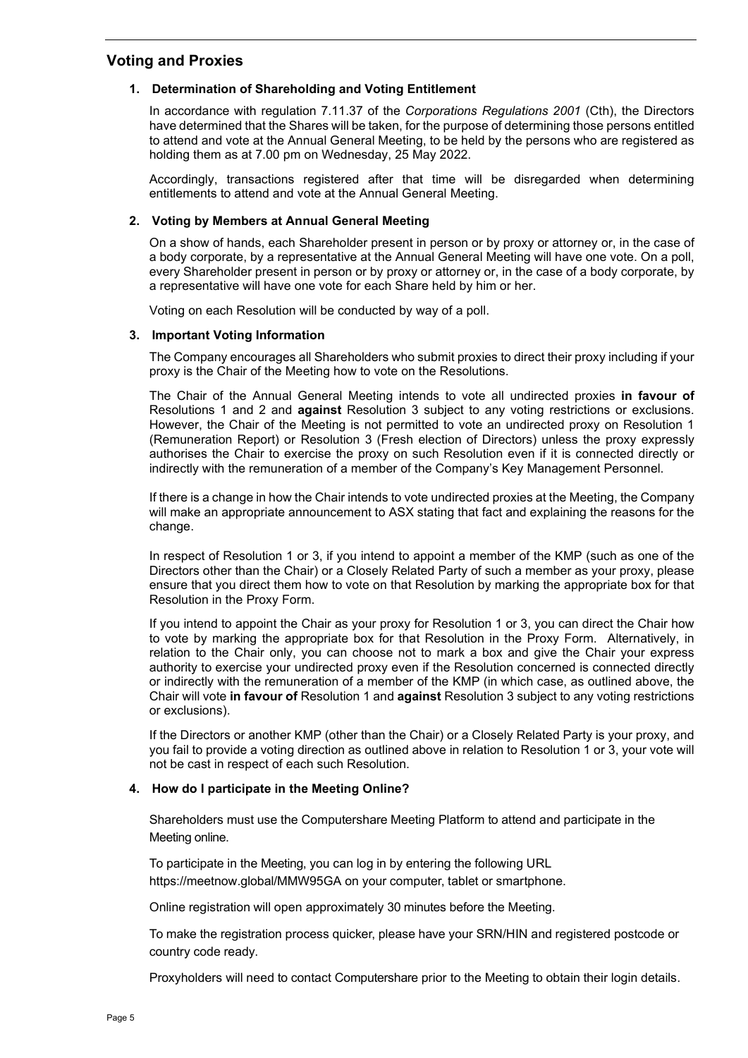## Voting and Proxies

### 1. Determination of Shareholding and Voting Entitlement

In accordance with regulation 7.11.37 of the *Corporations Regulations 2001* (Cth), the Directors have determined that the Shares will be taken, for the purpose of determining those persons entitled to attend and vote at the Annual General Meeting, to be held by the persons who are registered as holding them as at 7.00 pm on Wednesday, 25 May 2022.

Accordingly, transactions registered after that time will be disregarded when determining entitlements to attend and vote at the Annual General Meeting.

### 2. Voting by Members at Annual General Meeting

On a show of hands, each Shareholder present in person or by proxy or attorney or, in the case of a body corporate, by a representative at the Annual General Meeting will have one vote. On a poll, every Shareholder present in person or by proxy or attorney or, in the case of a body corporate, by a representative will have one vote for each Share held by him or her.

Voting on each Resolution will be conducted by way of a poll.

### 3. Important Voting Information

The Company encourages all Shareholders who submit proxies to direct their proxy including if your proxy is the Chair of the Meeting how to vote on the Resolutions.

The Chair of the Annual General Meeting intends to vote all undirected proxies **in favour of** Resolutions 1 and 2 and **against** Resolution 3 subject to any voting restrictions or exclusions. However, the Chair of the Meeting is not permitted to vote an undirected proxy on Resolution 1 (Remuneration Report) or Resolution 3 (Fresh election of Directors) unless the proxy expressly authorises the Chair to exercise the proxy on such Resolution even if it is connected directly or indirectly with the remuneration of a member of the Company's Key Management Personnel.

If there is a change in how the Chair intends to vote undirected proxies at the Meeting, the Company will make an appropriate announcement to ASX stating that fact and explaining the reasons for the change.

In respect of Resolution 1 or 3, if you intend to appoint a member of the KMP (such as one of the Directors other than the Chair) or a Closely Related Party of such a member as your proxy, please ensure that you direct them how to vote on that Resolution by marking the appropriate box for that Resolution in the Proxy Form.

If you intend to appoint the Chair as your proxy for Resolution 1 or 3, you can direct the Chair how to vote by marking the appropriate box for that Resolution in the Proxy Form. Alternatively, in relation to the Chair only, you can choose not to mark a box and give the Chair your express authority to exercise your undirected proxy even if the Resolution concerned is connected directly or indirectly with the remuneration of a member of the KMP (in which case, as outlined above, the Chair will vote **in favour of** Resolution 1 and **against** Resolution 3 subject to any voting restrictions or exclusions).

If the Directors or another KMP (other than the Chair) or a Closely Related Party is your proxy, and you fail to provide a voting direction as outlined above in relation to Resolution 1 or 3, your vote will not be cast in respect of each such Resolution.

### 4. How do I participate in the Meeting Online?

Shareholders must use the Computershare Meeting Platform to attend and participate in the Meeting online.

To participate in the Meeting, you can log in by entering the following URL https://meetnow.global/MMW95GA on your computer, tablet or smartphone.

Online registration will open approximately 30 minutes before the Meeting.

To make the registration process quicker, please have your SRN/HIN and registered postcode or country code ready.

Proxyholders will need to contact Computershare prior to the Meeting to obtain their login details.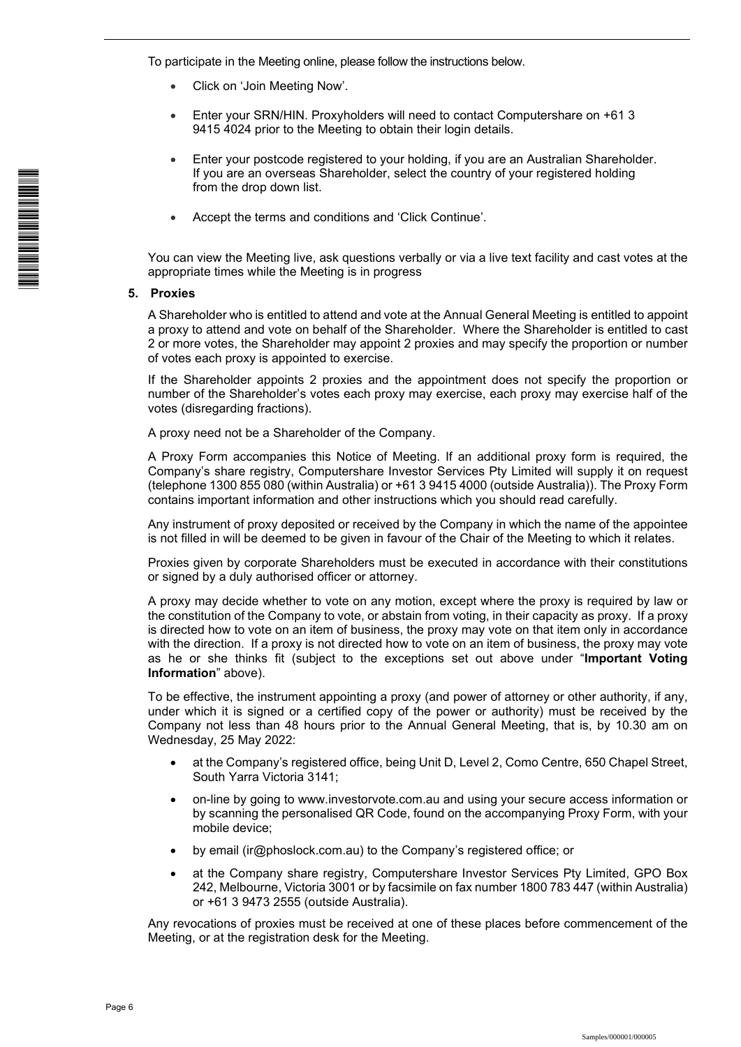To participate in the Meeting online, please follow the instructions below.

- Click on 'Join Meeting Now'.
- Enter your SRN/HIN. Proxyholders will need to contact Computershare on +61 3 9415 4024 prior to the Meeting to obtain their login details.
- Enter your postcode registered to your holding, if you are an Australian Shareholder. If you are an overseas Shareholder, select the country of your registered holding from the drop down list.
- Accept the terms and conditions and 'Click Continue'.

You can view the Meeting live, ask questions verbally or via a live text facility and cast votes at the appropriate times while the Meeting is in progress

## 5. Proxies

A Shareholder who is entitled to attend and vote at the Annual General Meeting is entitled to appoint a proxy to attend and vote on behalf of the Shareholder. Where the Shareholder is entitled to cast 2 or more votes, the Shareholder may appoint 2 proxies and may specify the proportion or number of votes each proxy is appointed to exercise.

If the Shareholder appoints 2 proxies and the appointment does not specify the proportion or number of the Shareholder's votes each proxy may exercise, each proxy may exercise half of the votes (disregarding fractions).

A proxy need not be a Shareholder of the Company.

A Proxy Form accompanies this Notice of Meeting. If an additional proxy form is required, the Company's share registry, Computershare Investor Services Pty Limited will supply it on request (telephone 1300 855 080 (within Australia) or +61 3 9415 4000 (outside Australia)). The Proxy Form contains important information and other instructions which you should read carefully.

Any instrument of proxy deposited or received by the Company in which the name of the appointee is not filled in will be deemed to be given in favour of the Chair of the Meeting to which it relates.

Proxies given by corporate Shareholders must be executed in accordance with their constitutions or signed by a duly authorised officer or attorney.

A proxy may decide whether to vote on any motion, except where the proxy is required by law or the constitution of the Company to vote, or abstain from voting, in their capacity as proxy. If a proxy is directed how to vote on an item of business, the proxy may vote on that item only in accordance with the direction. If a proxy is not directed how to vote on an item of business, the proxy may vote as he or she thinks fit (subject to the exceptions set out above under "**Important Voting Information**" above).

To be effective, the instrument appointing a proxy (and power of attorney or other authority, if any, under which it is signed or a certified copy of the power or authority) must be received by the Company not less than 48 hours prior to the Annual General Meeting, that is, by 10.30 am on Wednesday, 25 May 2022:

- at the Company's registered office, being Unit D, Level 2, Como Centre, 650 Chapel Street, South Yarra Victoria 3141;
- on-line by going to www.investorvote.com.au and using your secure access information or by scanning the personalised QR Code, found on the accompanying Proxy Form, with your mobile device;
- by email (ir@phoslock.com.au) to the Company's registered office; or
- at the Company share registry, Computershare Investor Services Pty Limited, GPO Box 242, Melbourne, Victoria 3001 or by facsimile on fax number 1800 783 447 (within Australia) or +61 3 9473 2555 (outside Australia).

Any revocations of proxies must be received at one of these places before commencement of the Meeting, or at the registration desk for the Meeting.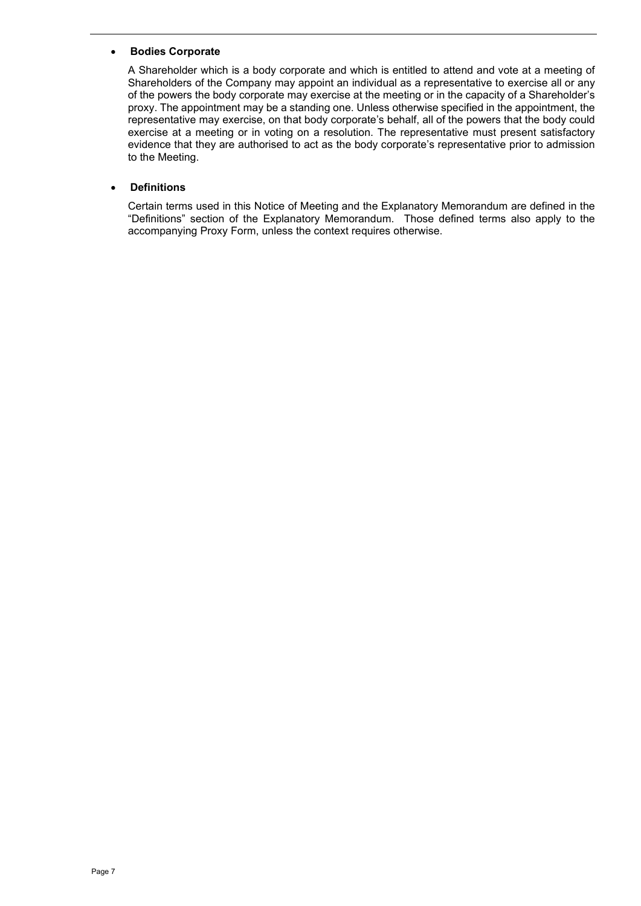- **Bodies Corporate**

  A Shareholder which is a body corporate and which is entitled to attend and vote at a meeting of Shareholders of the Company may appoint an individual as a representative to exercise all or any of the powers the body corporate may exercise at the meeting or in the capacity of a Shareholder's proxy. The appointment may be a standing one. Unless otherwise specified in the appointment, the representative may exercise, on that body corporate's behalf, all of the powers that the body could exercise at a meeting or in voting on a resolution. The representative must present satisfactory evidence that they are authorised to act as the body corporate's representative prior to admission to the Meeting.

- **Definitions**

  Certain terms used in this Notice of Meeting and the Explanatory Memorandum are defined in the "Definitions" section of the Explanatory Memorandum. Those defined terms also apply to the accompanying Proxy Form, unless the context requires otherwise.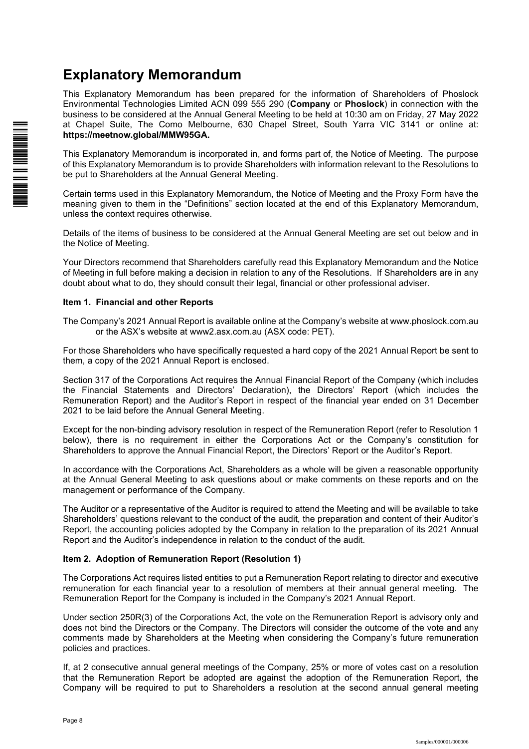# Explanatory Memorandum

This Explanatory Memorandum has been prepared for the information of Shareholders of Phoslock Environmental Technologies Limited ACN 099 555 290 (**Company** or **Phoslock**) in connection with the business to be considered at the Annual General Meeting to be held at 10:30 am on Friday, 27 May 2022 at Chapel Suite, The Como Melbourne, 630 Chapel Street, South Yarra VIC 3141 or online at: **https://meetnow.global/MMW95GA.**

This Explanatory Memorandum is incorporated in, and forms part of, the Notice of Meeting. The purpose of this Explanatory Memorandum is to provide Shareholders with information relevant to the Resolutions to be put to Shareholders at the Annual General Meeting.

Certain terms used in this Explanatory Memorandum, the Notice of Meeting and the Proxy Form have the meaning given to them in the "Definitions" section located at the end of this Explanatory Memorandum, unless the context requires otherwise.

Details of the items of business to be considered at the Annual General Meeting are set out below and in the Notice of Meeting.

Your Directors recommend that Shareholders carefully read this Explanatory Memorandum and the Notice of Meeting in full before making a decision in relation to any of the Resolutions. If Shareholders are in any doubt about what to do, they should consult their legal, financial or other professional adviser.

### Item 1. Financial and other Reports

The Company's 2021 Annual Report is available online at the Company's website at www.phoslock.com.au or the ASX's website at www2.asx.com.au (ASX code: PET).

For those Shareholders who have specifically requested a hard copy of the 2021 Annual Report be sent to them, a copy of the 2021 Annual Report is enclosed.

Section 317 of the Corporations Act requires the Annual Financial Report of the Company (which includes the Financial Statements and Directors' Declaration), the Directors' Report (which includes the Remuneration Report) and the Auditor's Report in respect of the financial year ended on 31 December 2021 to be laid before the Annual General Meeting.

Except for the non-binding advisory resolution in respect of the Remuneration Report (refer to Resolution 1 below), there is no requirement in either the Corporations Act or the Company's constitution for Shareholders to approve the Annual Financial Report, the Directors' Report or the Auditor's Report.

In accordance with the Corporations Act, Shareholders as a whole will be given a reasonable opportunity at the Annual General Meeting to ask questions about or make comments on these reports and on the management or performance of the Company.

The Auditor or a representative of the Auditor is required to attend the Meeting and will be available to take Shareholders' questions relevant to the conduct of the audit, the preparation and content of their Auditor's Report, the accounting policies adopted by the Company in relation to the preparation of its 2021 Annual Report and the Auditor's independence in relation to the conduct of the audit.

### Item 2. Adoption of Remuneration Report (Resolution 1)

The Corporations Act requires listed entities to put a Remuneration Report relating to director and executive remuneration for each financial year to a resolution of members at their annual general meeting. The Remuneration Report for the Company is included in the Company's 2021 Annual Report.

Under section 250R(3) of the Corporations Act, the vote on the Remuneration Report is advisory only and does not bind the Directors or the Company. The Directors will consider the outcome of the vote and any comments made by Shareholders at the Meeting when considering the Company's future remuneration policies and practices.

If, at 2 consecutive annual general meetings of the Company, 25% or more of votes cast on a resolution that the Remuneration Report be adopted are against the adoption of the Remuneration Report, the Company will be required to put to Shareholders a resolution at the second annual general meeting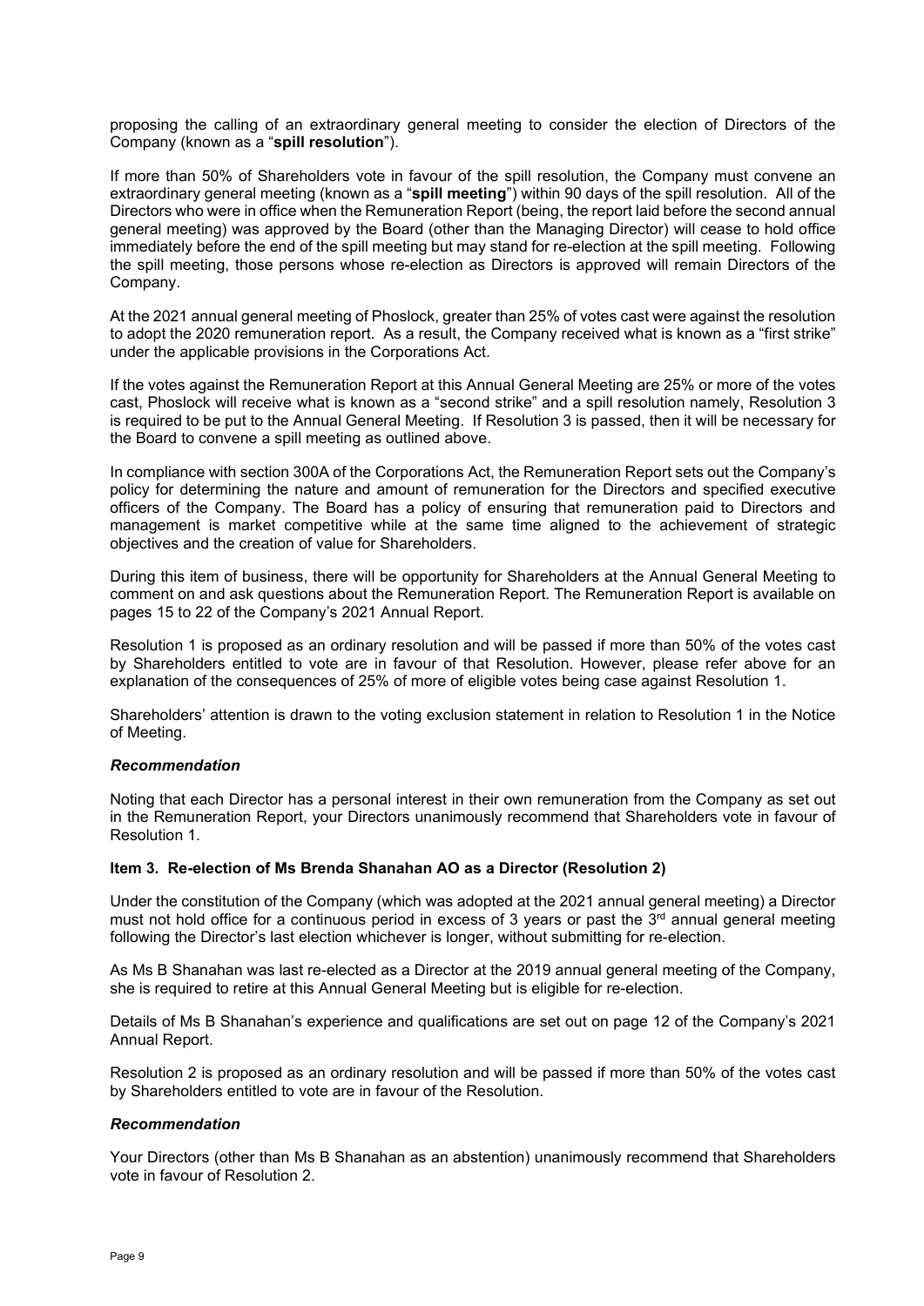proposing the calling of an extraordinary general meeting to consider the election of Directors of the Company (known as a "**spill resolution**").

If more than 50% of Shareholders vote in favour of the spill resolution, the Company must convene an extraordinary general meeting (known as a "**spill meeting**") within 90 days of the spill resolution. All of the Directors who were in office when the Remuneration Report (being, the report laid before the second annual general meeting) was approved by the Board (other than the Managing Director) will cease to hold office immediately before the end of the spill meeting but may stand for re-election at the spill meeting. Following the spill meeting, those persons whose re-election as Directors is approved will remain Directors of the Company.

At the 2021 annual general meeting of Phoslock, greater than 25% of votes cast were against the resolution to adopt the 2020 remuneration report. As a result, the Company received what is known as a "first strike" under the applicable provisions in the Corporations Act.

If the votes against the Remuneration Report at this Annual General Meeting are 25% or more of the votes cast, Phoslock will receive what is known as a "second strike" and a spill resolution namely, Resolution 3 is required to be put to the Annual General Meeting. If Resolution 3 is passed, then it will be necessary for the Board to convene a spill meeting as outlined above.

In compliance with section 300A of the Corporations Act, the Remuneration Report sets out the Company's policy for determining the nature and amount of remuneration for the Directors and specified executive officers of the Company. The Board has a policy of ensuring that remuneration paid to Directors and management is market competitive while at the same time aligned to the achievement of strategic objectives and the creation of value for Shareholders.

During this item of business, there will be opportunity for Shareholders at the Annual General Meeting to comment on and ask questions about the Remuneration Report. The Remuneration Report is available on pages 15 to 22 of the Company's 2021 Annual Report.

Resolution 1 is proposed as an ordinary resolution and will be passed if more than 50% of the votes cast by Shareholders entitled to vote are in favour of that Resolution. However, please refer above for an explanation of the consequences of 25% of more of eligible votes being case against Resolution 1.

Shareholders' attention is drawn to the voting exclusion statement in relation to Resolution 1 in the Notice of Meeting.

***Recommendation***

Noting that each Director has a personal interest in their own remuneration from the Company as set out in the Remuneration Report, your Directors unanimously recommend that Shareholders vote in favour of Resolution 1.

**Item 3. Re-election of Ms Brenda Shanahan AO as a Director (Resolution 2)**

Under the constitution of the Company (which was adopted at the 2021 annual general meeting) a Director must not hold office for a continuous period in excess of 3 years or past the 3rd annual general meeting following the Director's last election whichever is longer, without submitting for re-election.

As Ms B Shanahan was last re-elected as a Director at the 2019 annual general meeting of the Company, she is required to retire at this Annual General Meeting but is eligible for re-election.

Details of Ms B Shanahan's experience and qualifications are set out on page 12 of the Company's 2021 Annual Report.

Resolution 2 is proposed as an ordinary resolution and will be passed if more than 50% of the votes cast by Shareholders entitled to vote are in favour of the Resolution.

***Recommendation***

Your Directors (other than Ms B Shanahan as an abstention) unanimously recommend that Shareholders vote in favour of Resolution 2.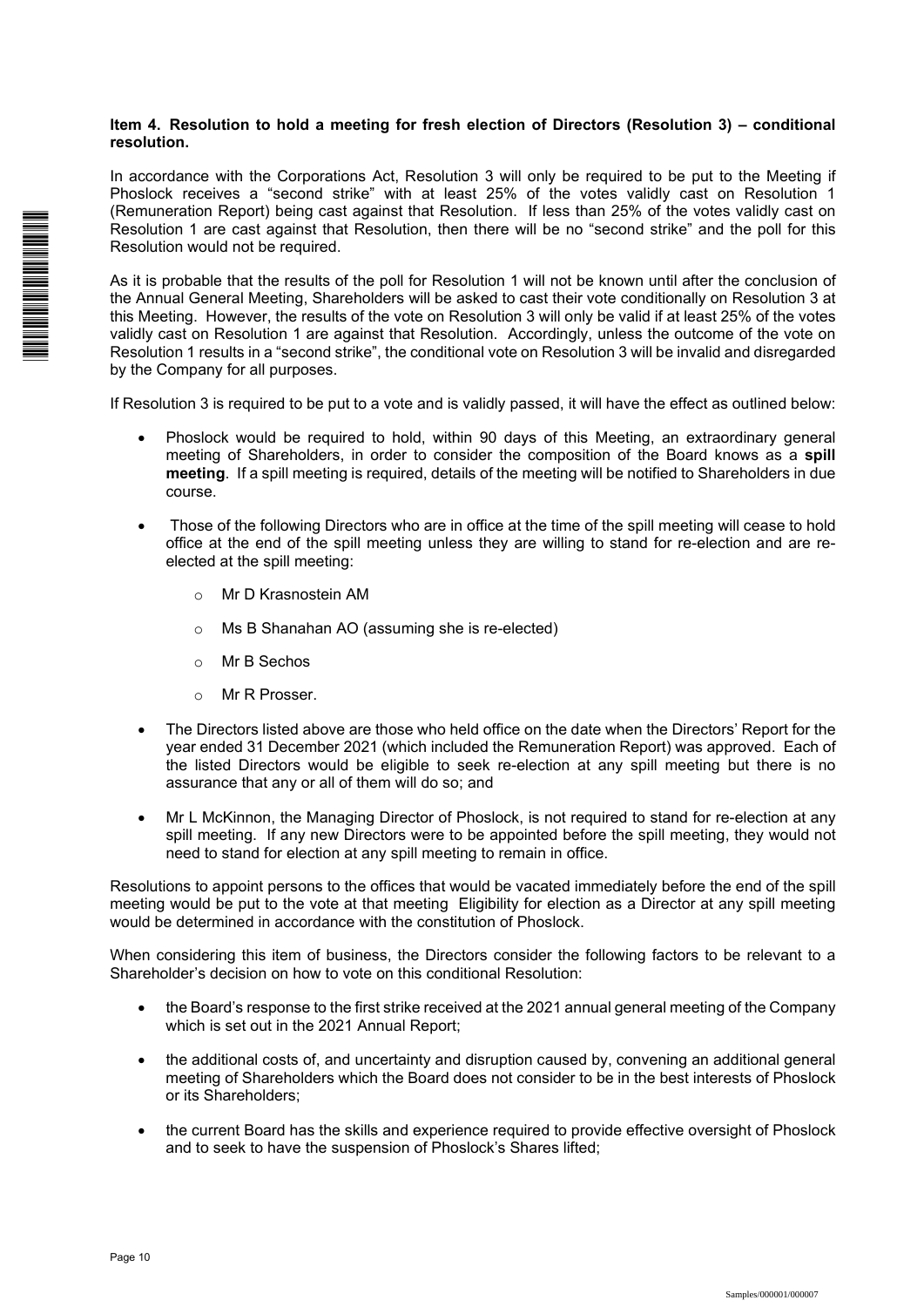**Item 4. Resolution to hold a meeting for fresh election of Directors (Resolution 3) – conditional resolution.**

In accordance with the Corporations Act, Resolution 3 will only be required to be put to the Meeting if Phoslock receives a "second strike" with at least 25% of the votes validly cast on Resolution 1 (Remuneration Report) being cast against that Resolution. If less than 25% of the votes validly cast on Resolution 1 are cast against that Resolution, then there will be no "second strike" and the poll for this Resolution would not be required.

As it is probable that the results of the poll for Resolution 1 will not be known until after the conclusion of the Annual General Meeting, Shareholders will be asked to cast their vote conditionally on Resolution 3 at this Meeting. However, the results of the vote on Resolution 3 will only be valid if at least 25% of the votes validly cast on Resolution 1 are against that Resolution. Accordingly, unless the outcome of the vote on Resolution 1 results in a "second strike", the conditional vote on Resolution 3 will be invalid and disregarded by the Company for all purposes.

If Resolution 3 is required to be put to a vote and is validly passed, it will have the effect as outlined below:

- Phoslock would be required to hold, within 90 days of this Meeting, an extraordinary general meeting of Shareholders, in order to consider the composition of the Board knows as a **spill meeting**. If a spill meeting is required, details of the meeting will be notified to Shareholders in due course.
- Those of the following Directors who are in office at the time of the spill meeting will cease to hold office at the end of the spill meeting unless they are willing to stand for re-election and are re-elected at the spill meeting:
  - Mr D Krasnostein AM
  - Ms B Shanahan AO (assuming she is re-elected)
  - Mr B Sechos
  - Mr R Prosser.
- The Directors listed above are those who held office on the date when the Directors' Report for the year ended 31 December 2021 (which included the Remuneration Report) was approved. Each of the listed Directors would be eligible to seek re-election at any spill meeting but there is no assurance that any or all of them will do so; and
- Mr L McKinnon, the Managing Director of Phoslock, is not required to stand for re-election at any spill meeting. If any new Directors were to be appointed before the spill meeting, they would not need to stand for election at any spill meeting to remain in office.

Resolutions to appoint persons to the offices that would be vacated immediately before the end of the spill meeting would be put to the vote at that meeting Eligibility for election as a Director at any spill meeting would be determined in accordance with the constitution of Phoslock.

When considering this item of business, the Directors consider the following factors to be relevant to a Shareholder's decision on how to vote on this conditional Resolution:

- the Board's response to the first strike received at the 2021 annual general meeting of the Company which is set out in the 2021 Annual Report;
- the additional costs of, and uncertainty and disruption caused by, convening an additional general meeting of Shareholders which the Board does not consider to be in the best interests of Phoslock or its Shareholders;
- the current Board has the skills and experience required to provide effective oversight of Phoslock and to seek to have the suspension of Phoslock's Shares lifted;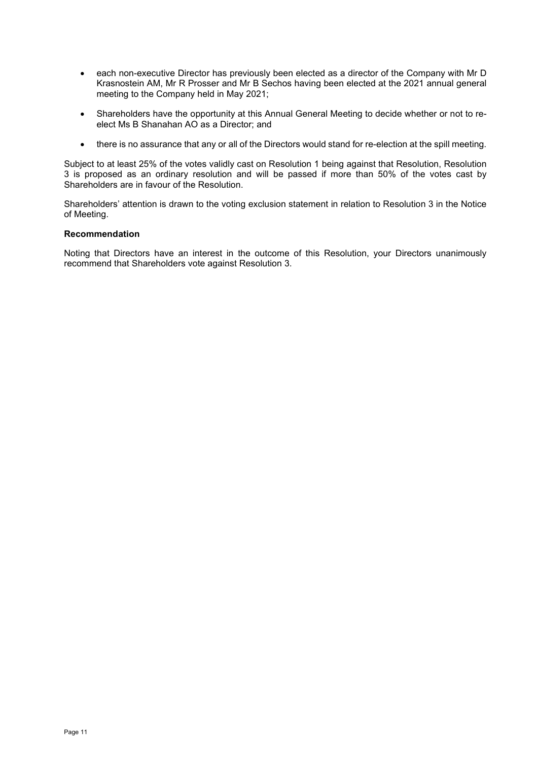- each non-executive Director has previously been elected as a director of the Company with Mr D Krasnostein AM, Mr R Prosser and Mr B Sechos having been elected at the 2021 annual general meeting to the Company held in May 2021;
- Shareholders have the opportunity at this Annual General Meeting to decide whether or not to re-elect Ms B Shanahan AO as a Director; and
- there is no assurance that any or all of the Directors would stand for re-election at the spill meeting.

Subject to at least 25% of the votes validly cast on Resolution 1 being against that Resolution, Resolution 3 is proposed as an ordinary resolution and will be passed if more than 50% of the votes cast by Shareholders are in favour of the Resolution.

Shareholders' attention is drawn to the voting exclusion statement in relation to Resolution 3 in the Notice of Meeting.

**Recommendation**

Noting that Directors have an interest in the outcome of this Resolution, your Directors unanimously recommend that Shareholders vote against Resolution 3.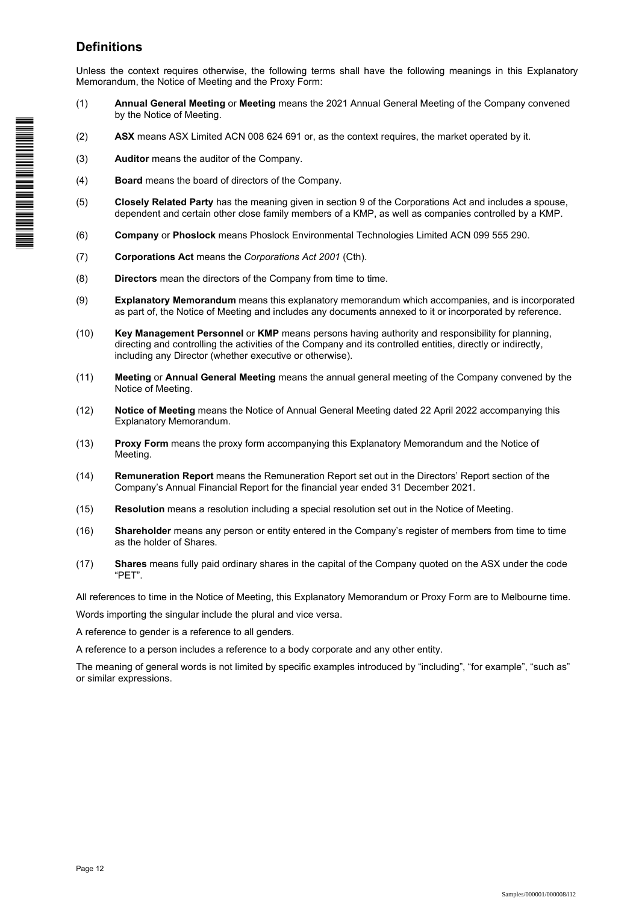## Definitions

Unless the context requires otherwise, the following terms shall have the following meanings in this Explanatory Memorandum, the Notice of Meeting and the Proxy Form:

(1) **Annual General Meeting** or **Meeting** means the 2021 Annual General Meeting of the Company convened by the Notice of Meeting.

(2) **ASX** means ASX Limited ACN 008 624 691 or, as the context requires, the market operated by it.

(3) **Auditor** means the auditor of the Company.

(4) **Board** means the board of directors of the Company.

(5) **Closely Related Party** has the meaning given in section 9 of the Corporations Act and includes a spouse, dependent and certain other close family members of a KMP, as well as companies controlled by a KMP.

(6) **Company** or **Phoslock** means Phoslock Environmental Technologies Limited ACN 099 555 290.

(7) **Corporations Act** means the *Corporations Act 2001* (Cth).

(8) **Directors** mean the directors of the Company from time to time.

(9) **Explanatory Memorandum** means this explanatory memorandum which accompanies, and is incorporated as part of, the Notice of Meeting and includes any documents annexed to it or incorporated by reference.

(10) **Key Management Personnel** or **KMP** means persons having authority and responsibility for planning, directing and controlling the activities of the Company and its controlled entities, directly or indirectly, including any Director (whether executive or otherwise).

(11) **Meeting** or **Annual General Meeting** means the annual general meeting of the Company convened by the Notice of Meeting.

(12) **Notice of Meeting** means the Notice of Annual General Meeting dated 22 April 2022 accompanying this Explanatory Memorandum.

(13) **Proxy Form** means the proxy form accompanying this Explanatory Memorandum and the Notice of Meeting.

(14) **Remuneration Report** means the Remuneration Report set out in the Directors' Report section of the Company's Annual Financial Report for the financial year ended 31 December 2021.

(15) **Resolution** means a resolution including a special resolution set out in the Notice of Meeting.

(16) **Shareholder** means any person or entity entered in the Company's register of members from time to time as the holder of Shares.

(17) **Shares** means fully paid ordinary shares in the capital of the Company quoted on the ASX under the code "PET".

All references to time in the Notice of Meeting, this Explanatory Memorandum or Proxy Form are to Melbourne time.

Words importing the singular include the plural and vice versa.

A reference to gender is a reference to all genders.

A reference to a person includes a reference to a body corporate and any other entity.

The meaning of general words is not limited by specific examples introduced by "including", "for example", "such as" or similar expressions.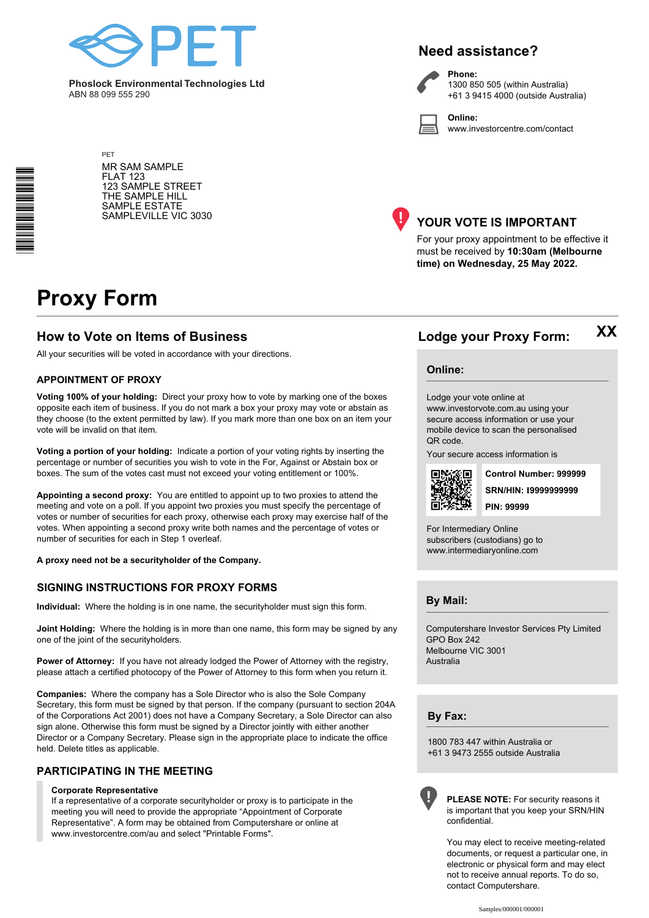PET

**Phoslock Environmental Technologies Ltd**
ABN 88 099 555 290

## Need assistance?

**Phone:**
1300 850 505 (within Australia)
+61 3 9415 4000 (outside Australia)

**Online:**
www.investorcentre.com/contact

PET

MR SAM SAMPLE
FLAT 123
123 SAMPLE STREET
THE SAMPLE HILL
SAMPLE ESTATE
SAMPLEVILLE VIC 3030

## YOUR VOTE IS IMPORTANT

For your proxy appointment to be effective it must be received by **10:30am (Melbourne time) on Wednesday, 25 May 2022.**

# Proxy Form

## How to Vote on Items of Business

All your securities will be voted in accordance with your directions.

### APPOINTMENT OF PROXY

**Voting 100% of your holding:** Direct your proxy how to vote by marking one of the boxes opposite each item of business. If you do not mark a box your proxy may vote or abstain as they choose (to the extent permitted by law). If you mark more than one box on an item your vote will be invalid on that item.

**Voting a portion of your holding:** Indicate a portion of your voting rights by inserting the percentage or number of securities you wish to vote in the For, Against or Abstain box or boxes. The sum of the votes cast must not exceed your voting entitlement or 100%.

**Appointing a second proxy:** You are entitled to appoint up to two proxies to attend the meeting and vote on a poll. If you appoint two proxies you must specify the percentage of votes or number of securities for each proxy, otherwise each proxy may exercise half of the votes. When appointing a second proxy write both names and the percentage of votes or number of securities for each in Step 1 overleaf.

**A proxy need not be a securityholder of the Company.**

### SIGNING INSTRUCTIONS FOR PROXY FORMS

**Individual:** Where the holding is in one name, the securityholder must sign this form.

**Joint Holding:** Where the holding is in more than one name, this form may be signed by any one of the joint of the securityholders.

**Power of Attorney:** If you have not already lodged the Power of Attorney with the registry, please attach a certified photocopy of the Power of Attorney to this form when you return it.

**Companies:** Where the company has a Sole Director who is also the Sole Company Secretary, this form must be signed by that person. If the company (pursuant to section 204A of the Corporations Act 2001) does not have a Company Secretary, a Sole Director can also sign alone. Otherwise this form must be signed by a Director jointly with either another Director or a Company Secretary. Please sign in the appropriate place to indicate the office held. Delete titles as applicable.

### PARTICIPATING IN THE MEETING

**Corporate Representative**
If a representative of a corporate securityholder or proxy is to participate in the meeting you will need to provide the appropriate "Appointment of Corporate Representative". A form may be obtained from Computershare or online at www.investorcentre.com/au and select "Printable Forms".

## Lodge your Proxy Form: XX

### Online:

Lodge your vote online at www.investorvote.com.au using your secure access information or use your mobile device to scan the personalised QR code.

Your secure access information is

**Control Number: 999999**

**SRN/HIN: I9999999999**

**PIN: 99999**

For Intermediary Online subscribers (custodians) go to www.intermediaryonline.com

### By Mail:

Computershare Investor Services Pty Limited
GPO Box 242
Melbourne VIC 3001
Australia

### By Fax:

1800 783 447 within Australia or
+61 3 9473 2555 outside Australia

**PLEASE NOTE:** For security reasons it is important that you keep your SRN/HIN confidential.

You may elect to receive meeting-related documents, or request a particular one, in electronic or physical form and may elect not to receive annual reports. To do so, contact Computershare.

Samples/000001/000001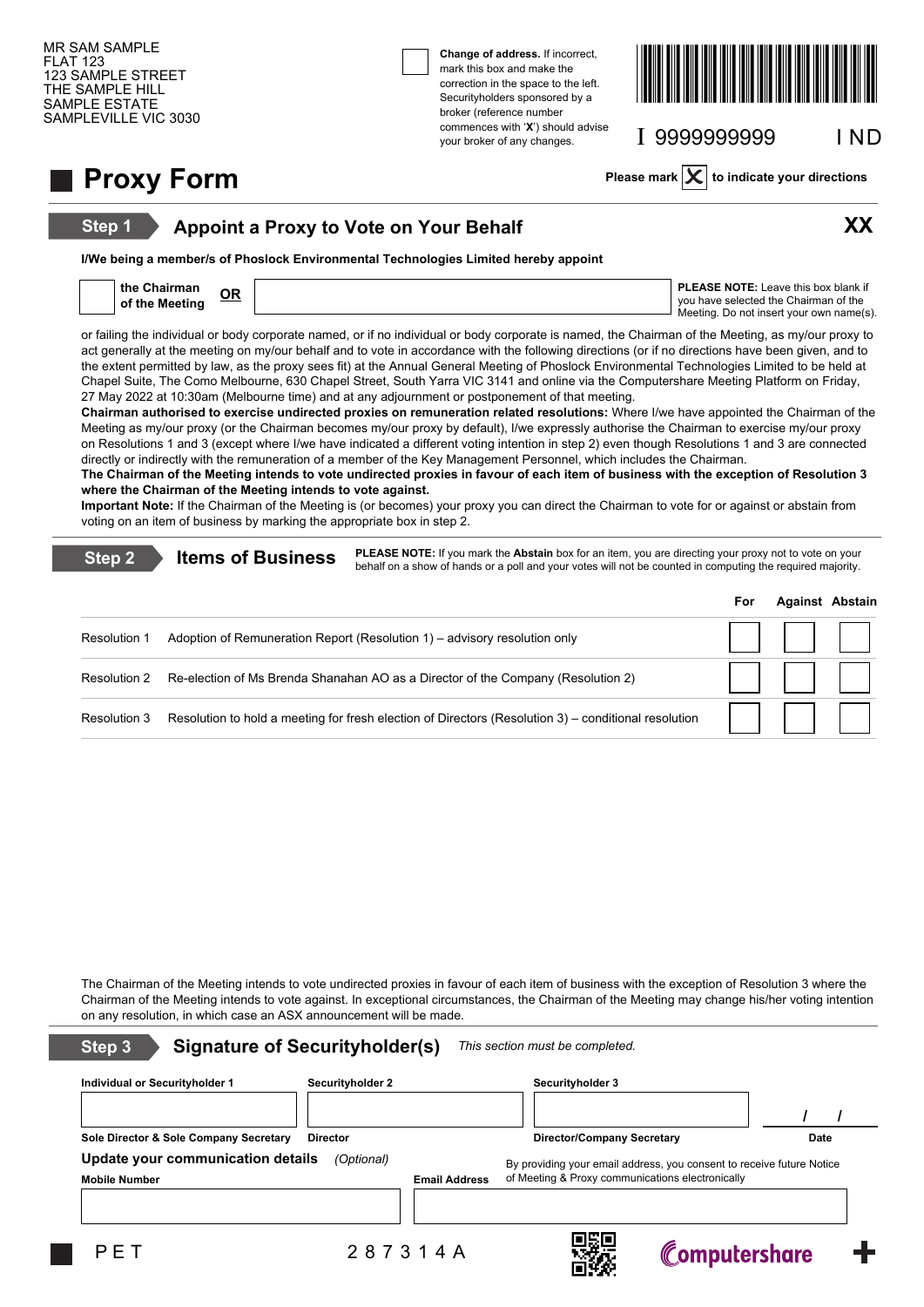MR SAM SAMPLE
FLAT 123
123 SAMPLE STREET
THE SAMPLE HILL
SAMPLE ESTATE
SAMPLEVILLE VIC 3030

☐ **Change of address.** If incorrect, mark this box and make the correction in the space to the left. Securityholders sponsored by a broker (reference number commences with '**X**') should advise your broker of any changes.

I 9999999999 I ND

# Proxy Form

**Please mark ☒ to indicate your directions**

## Step 1 Appoint a Proxy to Vote on Your Behalf

**XX**

**I/We being a member/s of Phoslock Environmental Technologies Limited hereby appoint**

☐ **the Chairman of the Meeting** **OR** ________________

**PLEASE NOTE:** Leave this box blank if you have selected the Chairman of the Meeting. Do not insert your own name(s).

or failing the individual or body corporate named, or if no individual or body corporate is named, the Chairman of the Meeting, as my/our proxy to act generally at the meeting on my/our behalf and to vote in accordance with the following directions (or if no directions have been given, and to the extent permitted by law, as the proxy sees fit) at the Annual General Meeting of Phoslock Environmental Technologies Limited to be held at Chapel Suite, The Como Melbourne, 630 Chapel Street, South Yarra VIC 3141 and online via the Computershare Meeting Platform on Friday, 27 May 2022 at 10:30am (Melbourne time) and at any adjournment or postponement of that meeting.

**Chairman authorised to exercise undirected proxies on remuneration related resolutions:** Where I/we have appointed the Chairman of the Meeting as my/our proxy (or the Chairman becomes my/our proxy by default), I/we expressly authorise the Chairman to exercise my/our proxy on Resolutions 1 and 3 (except where I/we have indicated a different voting intention in step 2) even though Resolutions 1 and 3 are connected directly or indirectly with the remuneration of a member of the Key Management Personnel, which includes the Chairman.

**The Chairman of the Meeting intends to vote undirected proxies in favour of each item of business with the exception of Resolution 3 where the Chairman of the Meeting intends to vote against.**

**Important Note:** If the Chairman of the Meeting is (or becomes) your proxy you can direct the Chairman to vote for or against or abstain from voting on an item of business by marking the appropriate box in step 2.

## Step 2 Items of Business

**PLEASE NOTE:** If you mark the **Abstain** box for an item, you are directing your proxy not to vote on your behalf on a show of hands or a poll and your votes will not be counted in computing the required majority.

| | | For | Against | Abstain |
|---|---|---|---|---|
| Resolution 1 | Adoption of Remuneration Report (Resolution 1) – advisory resolution only | ☐ | ☐ | ☐ |
| Resolution 2 | Re-election of Ms Brenda Shanahan AO as a Director of the Company (Resolution 2) | ☐ | ☐ | ☐ |
| Resolution 3 | Resolution to hold a meeting for fresh election of Directors (Resolution 3) – conditional resolution | ☐ | ☐ | ☐ |

The Chairman of the Meeting intends to vote undirected proxies in favour of each item of business with the exception of Resolution 3 where the Chairman of the Meeting intends to vote against. In exceptional circumstances, the Chairman of the Meeting may change his/her voting intention on any resolution, in which case an ASX announcement will be made.

## Step 3 Signature of Securityholder(s)

*This section must be completed.*

| Individual or Securityholder 1 | Securityholder 2 | Securityholder 3 | |
|---|---|---|---|
| | | | / / |
| Sole Director & Sole Company Secretary | Director | Director/Company Secretary | Date |

**Update your communication details** *(Optional)*

By providing your email address, you consent to receive future Notice of Meeting & Proxy communications electronically

| Mobile Number | Email Address |
|---|---|
| | |

PET 287314A

Computershare